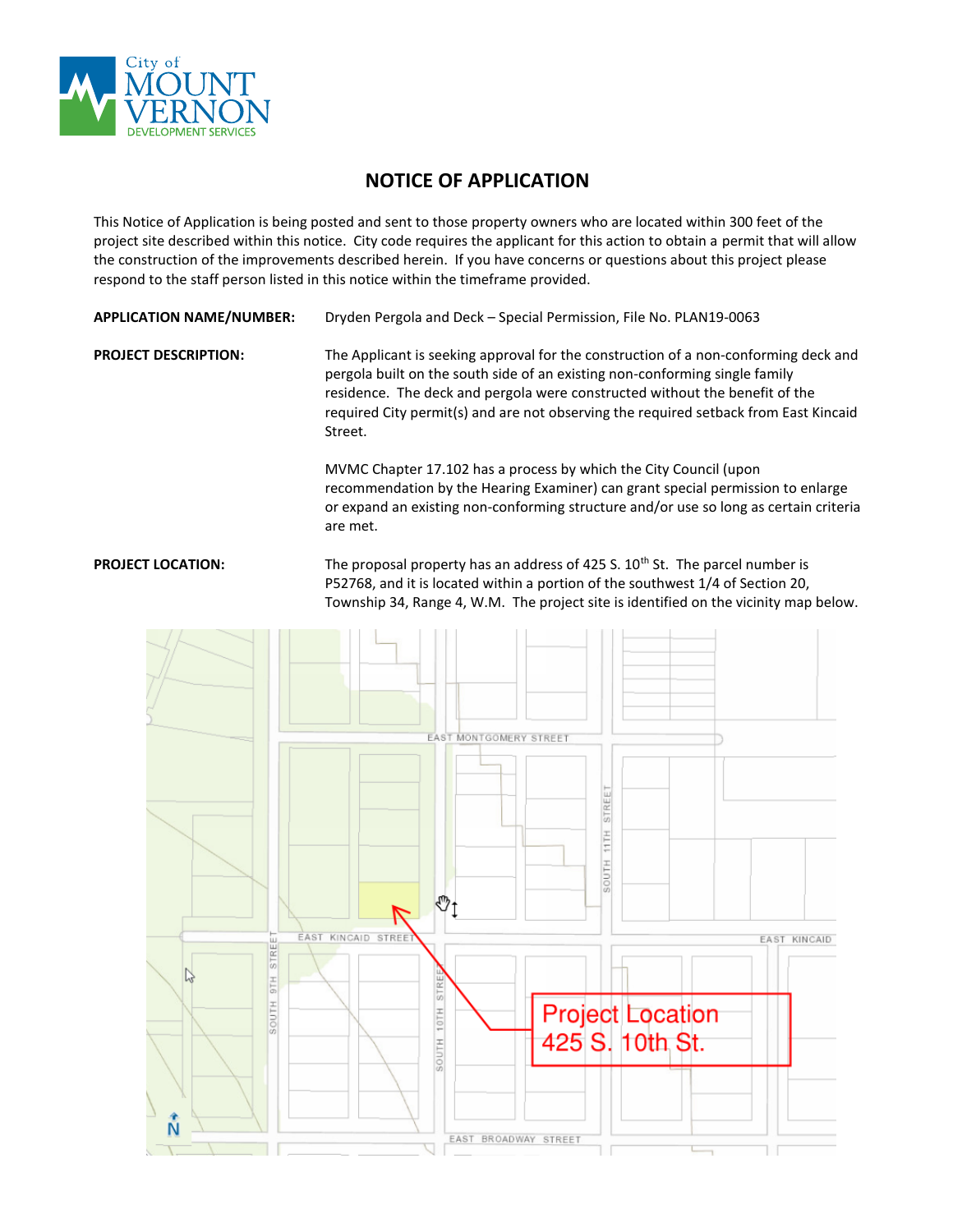# NOTICE OF APPLICATION

This Notice of Application is being posted and sent to those property owners who are located within 300 feet of the project site described within this notice. City code requires the applicant for this action to obtain a permit that will allow the construction of the improvements described herein. If you have concerns or questions about this project please respond to the staff person listed in this notice within the timeframe provided.

**APPLICATION NAME/NUMBER:** Dryden Pergola and Deck – Special Permission, File No. PLAN19-0063

**PROJECT DESCRIPTION:** The Applicant is seeking approval for the construction of a non-conforming deck and pergola built on the south side of an existing non-conforming single family residence. The deck and pergola were constructed without the benefit of the required City permit(s) and are not observing the required setback from East Kincaid Street.

MVMC Chapter 17.102 has a process by which the City Council (upon recommendation by the Hearing Examiner) can grant special permission to enlarge or expand an existing non-conforming structure and/or use so long as certain criteria are met.

**PROJECT LOCATION:** The proposal property has an address of 425 S. 10th St. The parcel number is P52768, and it is located within a portion of the southwest 1/4 of Section 20, Township 34, Range 4, W.M. The project site is identified on the vicinity map below.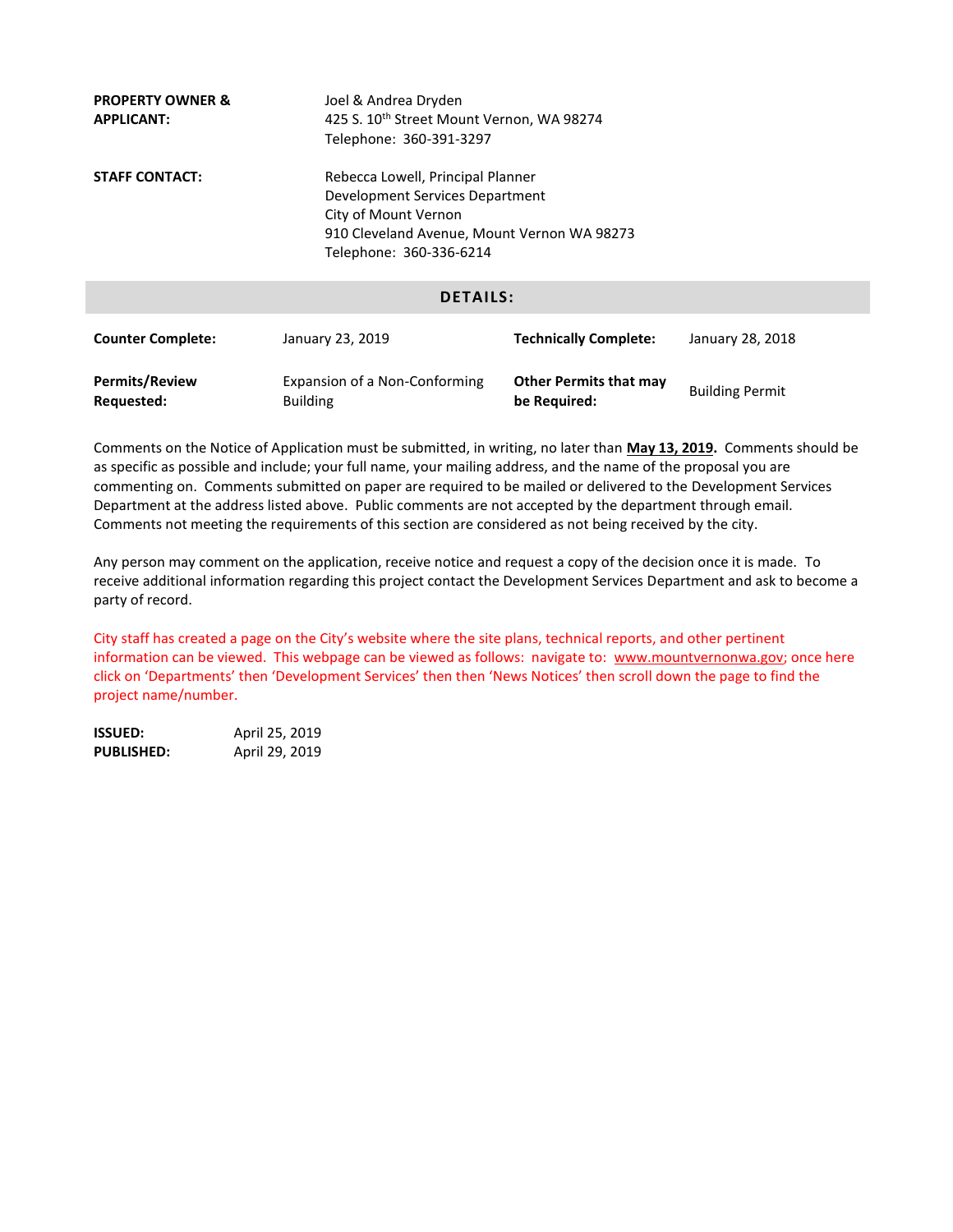| | |
|---|---|
| **PROPERTY OWNER & APPLICANT:** | Joel & Andrea Dryden<br>425 S. 10th Street Mount Vernon, WA 98274<br>Telephone: 360-391-3297 |
| **STAFF CONTACT:** | Rebecca Lowell, Principal Planner<br>Development Services Department<br>City of Mount Vernon<br>910 Cleveland Avenue, Mount Vernon WA 98273<br>Telephone: 360-336-6214 |

## DETAILS:

| | | | |
|---|---|---|---|
| **Counter Complete:** | January 23, 2019 | **Technically Complete:** | January 28, 2018 |
| **Permits/Review Requested:** | Expansion of a Non-Conforming Building | **Other Permits that may be Required:** | Building Permit |

Comments on the Notice of Application must be submitted, in writing, no later than **May 13, 2019.** Comments should be as specific as possible and include; your full name, your mailing address, and the name of the proposal you are commenting on. Comments submitted on paper are required to be mailed or delivered to the Development Services Department at the address listed above. Public comments are not accepted by the department through email. Comments not meeting the requirements of this section are considered as not being received by the city.

Any person may comment on the application, receive notice and request a copy of the decision once it is made. To receive additional information regarding this project contact the Development Services Department and ask to become a party of record.

City staff has created a page on the City's website where the site plans, technical reports, and other pertinent information can be viewed. This webpage can be viewed as follows: navigate to: www.mountvernonwa.gov; once here click on 'Departments' then 'Development Services' then then 'News Notices' then scroll down the page to find the project name/number.

**ISSUED:** April 25, 2019
**PUBLISHED:** April 29, 2019